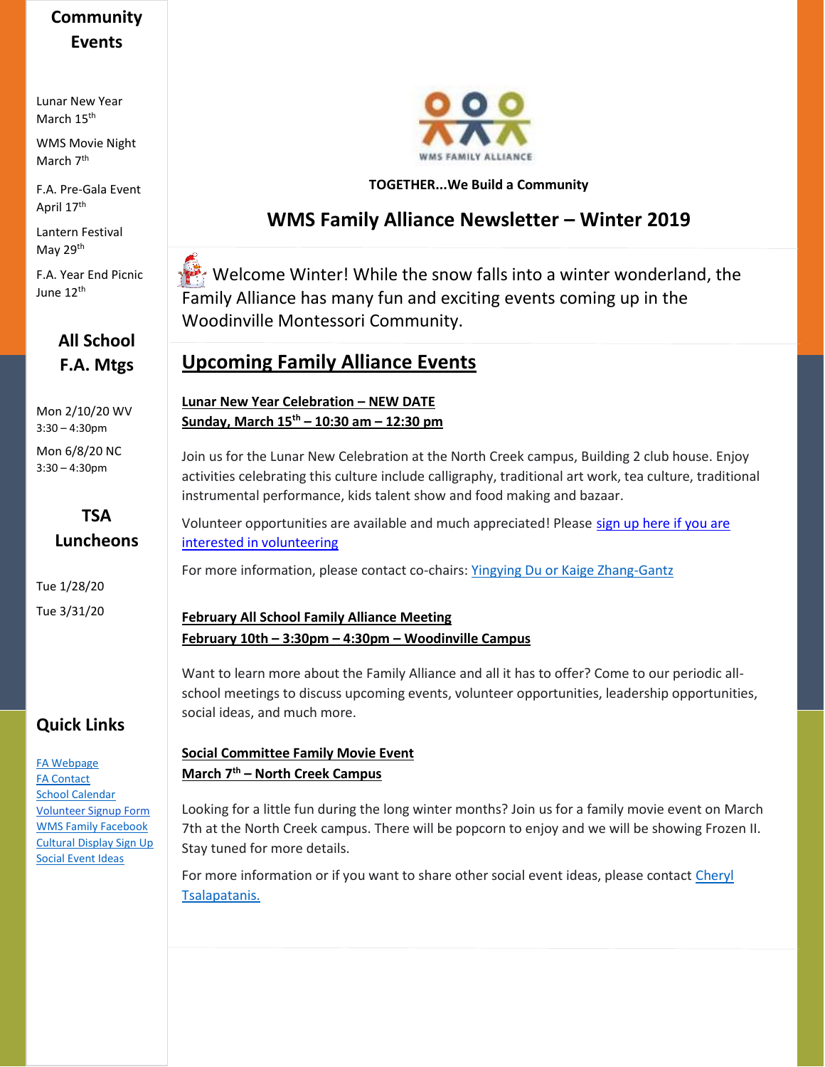## Community Events

Lunar New Year
March 15th

WMS Movie Night
March 7th

F.A. Pre-Gala Event
April 17th

Lantern Festival
May 29th

F.A. Year End Picnic
June 12th

## All School F.A. Mtgs

Mon 2/10/20 WV
3:30 – 4:30pm

Mon 6/8/20 NC
3:30 – 4:30pm

## TSA Luncheons

Tue 1/28/20

Tue 3/31/20

## Quick Links

- FA Webpage
- FA Contact
- School Calendar
- Volunteer Signup Form
- WMS Family Facebook
- Cultural Display Sign Up
- Social Event Ideas

WMS FAMILY ALLIANCE

**TOGETHER...We Build a Community**

# WMS Family Alliance Newsletter – Winter 2019

Welcome Winter! While the snow falls into a winter wonderland, the Family Alliance has many fun and exciting events coming up in the Woodinville Montessori Community.

## Upcoming Family Alliance Events

**Lunar New Year Celebration – NEW DATE**
**Sunday, March 15th – 10:30 am – 12:30 pm**

Join us for the Lunar New Celebration at the North Creek campus, Building 2 club house. Enjoy activities celebrating this culture include calligraphy, traditional art work, tea culture, traditional instrumental performance, kids talent show and food making and bazaar.

Volunteer opportunities are available and much appreciated! Please sign up here if you are interested in volunteering

For more information, please contact co-chairs: Yingying Du or Kaige Zhang-Gantz

**February All School Family Alliance Meeting**
**February 10th – 3:30pm – 4:30pm – Woodinville Campus**

Want to learn more about the Family Alliance and all it has to offer? Come to our periodic all-school meetings to discuss upcoming events, volunteer opportunities, leadership opportunities, social ideas, and much more.

**Social Committee Family Movie Event**
**March 7th – North Creek Campus**

Looking for a little fun during the long winter months? Join us for a family movie event on March 7th at the North Creek campus. There will be popcorn to enjoy and we will be showing Frozen II. Stay tuned for more details.

For more information or if you want to share other social event ideas, please contact Cheryl Tsalapatanis.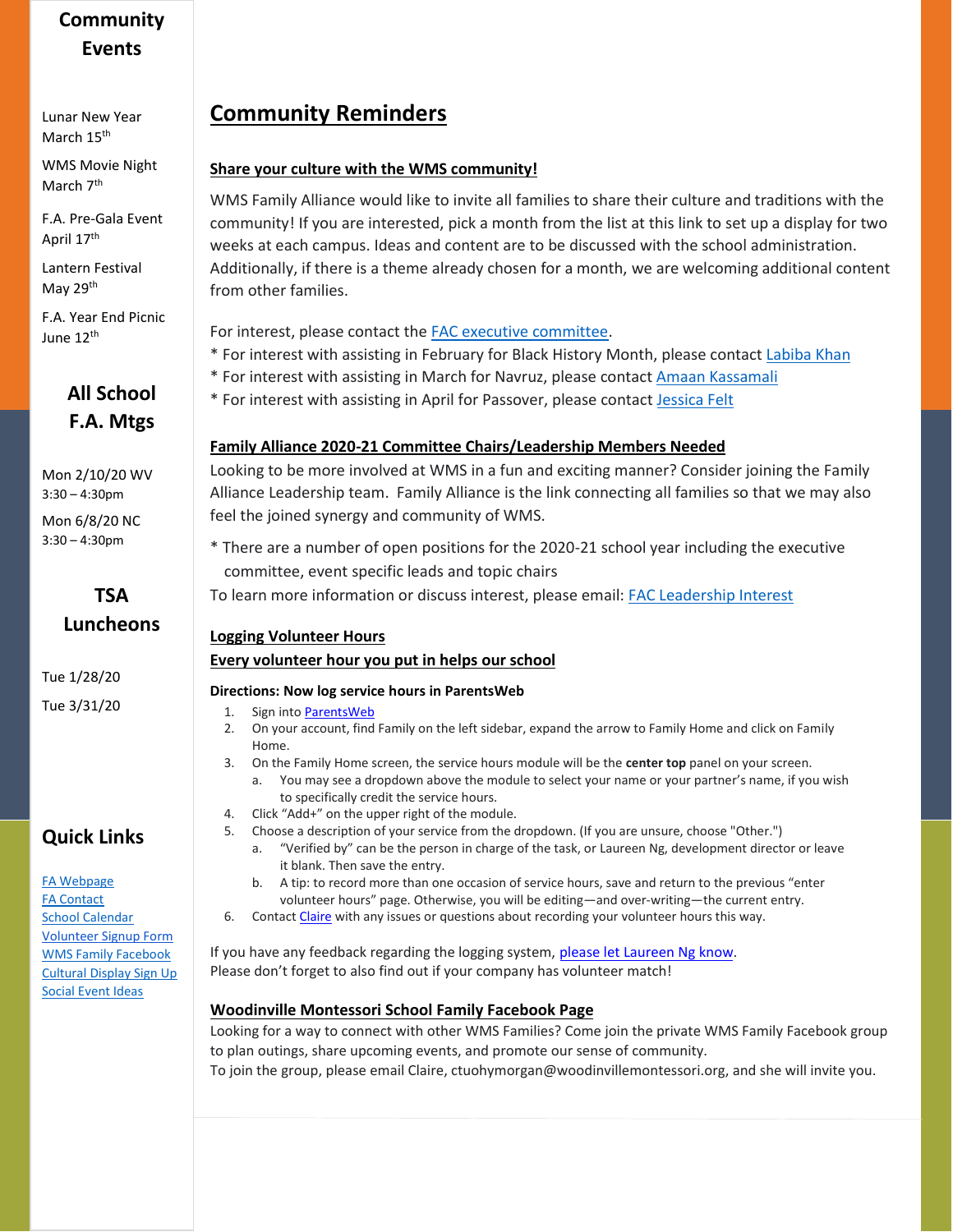## Community Events

Lunar New Year March 15th

WMS Movie Night March 7th

F.A. Pre-Gala Event April 17th

Lantern Festival May 29th

F.A. Year End Picnic June 12th

## All School F.A. Mtgs

Mon 2/10/20 WV 3:30 – 4:30pm

Mon 6/8/20 NC 3:30 – 4:30pm

## TSA Luncheons

Tue 1/28/20

Tue 3/31/20

## Quick Links

[FA Webpage]
[FA Contact]
[School Calendar]
[Volunteer Signup Form]
[WMS Family Facebook]
[Cultural Display Sign Up]
[Social Event Ideas]

# Community Reminders

### Share your culture with the WMS community!

WMS Family Alliance would like to invite all families to share their culture and traditions with the community! If you are interested, pick a month from the list at this link to set up a display for two weeks at each campus. Ideas and content are to be discussed with the school administration. Additionally, if there is a theme already chosen for a month, we are welcoming additional content from other families.

For interest, please contact the FAC executive committee.
* For interest with assisting in February for Black History Month, please contact Labiba Khan
* For interest with assisting in March for Navruz, please contact Amaan Kassamali
* For interest with assisting in April for Passover, please contact Jessica Felt

### Family Alliance 2020-21 Committee Chairs/Leadership Members Needed

Looking to be more involved at WMS in a fun and exciting manner? Consider joining the Family Alliance Leadership team. Family Alliance is the link connecting all families so that we may also feel the joined synergy and community of WMS.

* There are a number of open positions for the 2020-21 school year including the executive committee, event specific leads and topic chairs

To learn more information or discuss interest, please email: FAC Leadership Interest

### Logging Volunteer Hours
### Every volunteer hour you put in helps our school

**Directions: Now log service hours in ParentsWeb**

1. Sign into ParentsWeb
2. On your account, find Family on the left sidebar, expand the arrow to Family Home and click on Family Home.
3. On the Family Home screen, the service hours module will be the **center top** panel on your screen.
   a. You may see a dropdown above the module to select your name or your partner's name, if you wish to specifically credit the service hours.
4. Click "Add+" on the upper right of the module.
5. Choose a description of your service from the dropdown. (If you are unsure, choose "Other.")
   a. "Verified by" can be the person in charge of the task, or Laureen Ng, development director or leave it blank. Then save the entry.
   b. A tip: to record more than one occasion of service hours, save and return to the previous "enter volunteer hours" page. Otherwise, you will be editing—and over-writing—the current entry.
6. Contact Claire with any issues or questions about recording your volunteer hours this way.

If you have any feedback regarding the logging system, please let Laureen Ng know.
Please don't forget to also find out if your company has volunteer match!

### Woodinville Montessori School Family Facebook Page

Looking for a way to connect with other WMS Families? Come join the private WMS Family Facebook group to plan outings, share upcoming events, and promote our sense of community.
To join the group, please email Claire, ctuohymorgan@woodinvillemontessori.org, and she will invite you.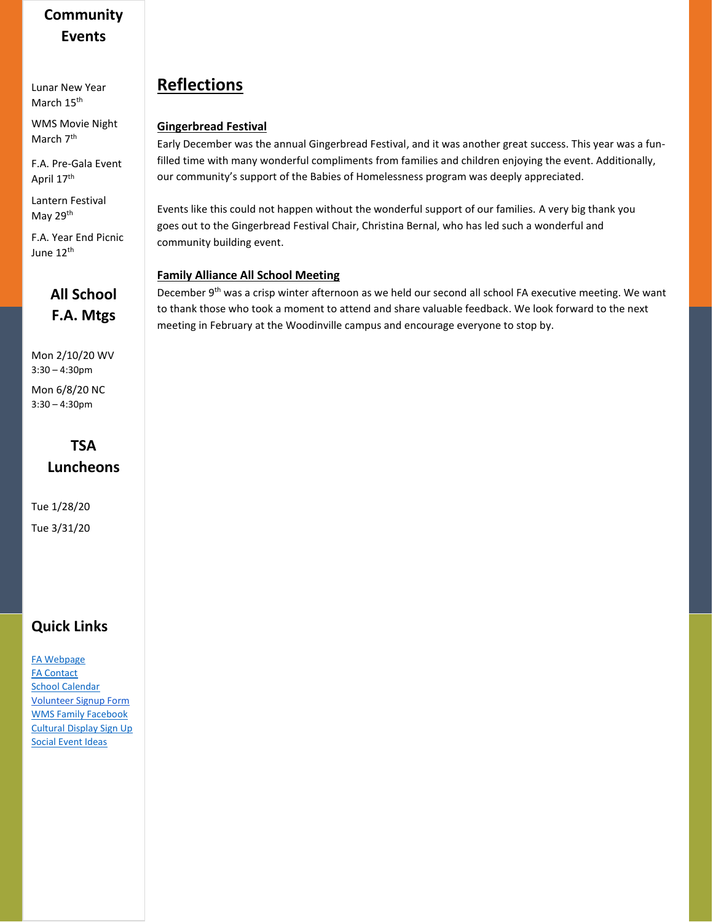## Community Events

Lunar New Year
March 15th

WMS Movie Night
March 7th

F.A. Pre-Gala Event
April 17th

Lantern Festival
May 29th

F.A. Year End Picnic
June 12th

## All School F.A. Mtgs

Mon 2/10/20 WV
3:30 – 4:30pm

Mon 6/8/20 NC
3:30 – 4:30pm

## TSA Luncheons

Tue 1/28/20

Tue 3/31/20

## Quick Links

FA Webpage
FA Contact
School Calendar
Volunteer Signup Form
WMS Family Facebook
Cultural Display Sign Up
Social Event Ideas

# Reflections

### Gingerbread Festival

Early December was the annual Gingerbread Festival, and it was another great success. This year was a fun-filled time with many wonderful compliments from families and children enjoying the event. Additionally, our community's support of the Babies of Homelessness program was deeply appreciated.

Events like this could not happen without the wonderful support of our families. A very big thank you goes out to the Gingerbread Festival Chair, Christina Bernal, who has led such a wonderful and community building event.

### Family Alliance All School Meeting

December 9th was a crisp winter afternoon as we held our second all school FA executive meeting. We want to thank those who took a moment to attend and share valuable feedback. We look forward to the next meeting in February at the Woodinville campus and encourage everyone to stop by.